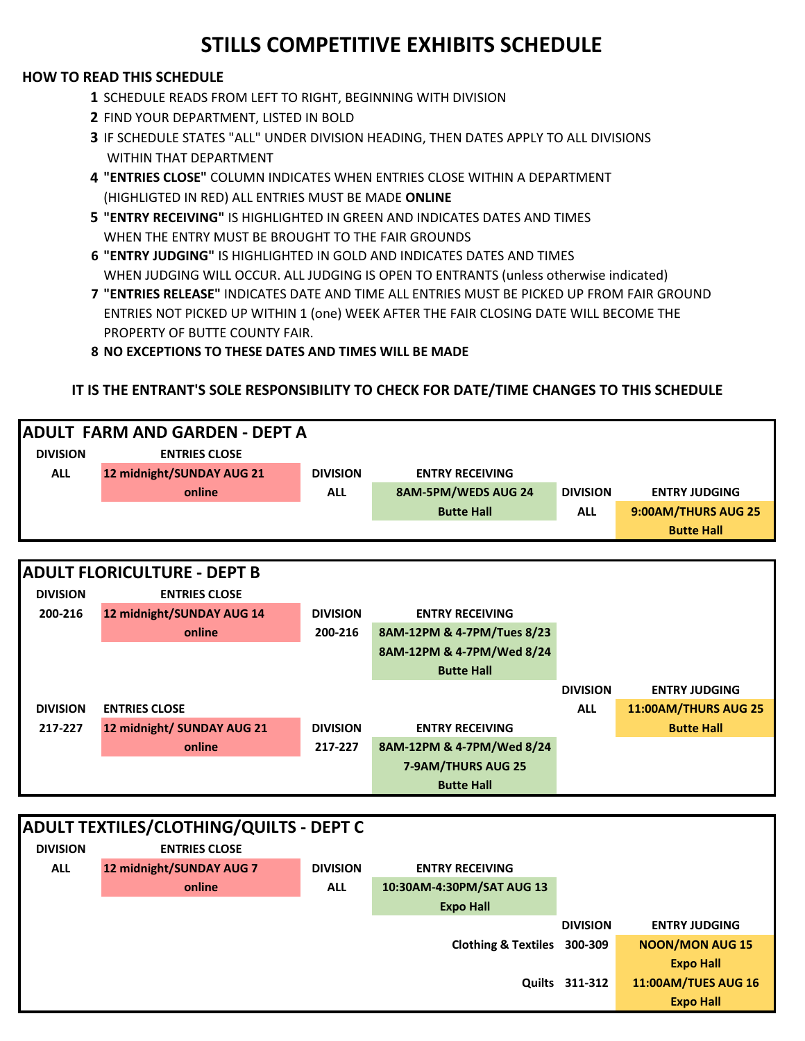# STILLS COMPETITIVE EXHIBITS SCHEDULE

**HOW TO READ THIS SCHEDULE**

1. SCHEDULE READS FROM LEFT TO RIGHT, BEGINNING WITH DIVISION
2. FIND YOUR DEPARTMENT, LISTED IN BOLD
3. IF SCHEDULE STATES "ALL" UNDER DIVISION HEADING, THEN DATES APPLY TO ALL DIVISIONS WITHIN THAT DEPARTMENT
4. **"ENTRIES CLOSE"** COLUMN INDICATES WHEN ENTRIES CLOSE WITHIN A DEPARTMENT (HIGHLIGTED IN RED) ALL ENTRIES MUST BE MADE **ONLINE**
5. **"ENTRY RECEIVING"** IS HIGHLIGHTED IN GREEN AND INDICATES DATES AND TIMES WHEN THE ENTRY MUST BE BROUGHT TO THE FAIR GROUNDS
6. **"ENTRY JUDGING"** IS HIGHLIGHTED IN GOLD AND INDICATES DATES AND TIMES WHEN JUDGING WILL OCCUR. ALL JUDGING IS OPEN TO ENTRANTS (unless otherwise indicated)
7. **"ENTRIES RELEASE"** INDICATES DATE AND TIME ALL ENTRIES MUST BE PICKED UP FROM FAIR GROUND ENTRIES NOT PICKED UP WITHIN 1 (one) WEEK AFTER THE FAIR CLOSING DATE WILL BECOME THE PROPERTY OF BUTTE COUNTY FAIR.
8. **NO EXCEPTIONS TO THESE DATES AND TIMES WILL BE MADE**

**IT IS THE ENTRANT'S SOLE RESPONSIBILITY TO CHECK FOR DATE/TIME CHANGES TO THIS SCHEDULE**

## ADULT FARM AND GARDEN - DEPT A

| DIVISION | ENTRIES CLOSE | DIVISION | ENTRY RECEIVING | DIVISION | ENTRY JUDGING |
|---|---|---|---|---|---|
| ALL | 12 midnight/SUNDAY AUG 21<br>online | ALL | 8AM-5PM/WEDS AUG 24<br>Butte Hall | ALL | 9:00AM/THURS AUG 25<br>Butte Hall |

## ADULT FLORICULTURE - DEPT B

| DIVISION | ENTRIES CLOSE | DIVISION | ENTRY RECEIVING | DIVISION | ENTRY JUDGING |
|---|---|---|---|---|---|
| 200-216 | 12 midnight/SUNDAY AUG 14<br>online | 200-216 | 8AM-12PM & 4-7PM/Tues 8/23<br>8AM-12PM & 4-7PM/Wed 8/24<br>Butte Hall | ALL | 11:00AM/THURS AUG 25<br>Butte Hall |
| 217-227 | 12 midnight/ SUNDAY AUG 21<br>online | 217-227 | 8AM-12PM & 4-7PM/Wed 8/24<br>7-9AM/THURS AUG 25<br>Butte Hall | | |

## ADULT TEXTILES/CLOTHING/QUILTS - DEPT C

| DIVISION | ENTRIES CLOSE | DIVISION | ENTRY RECEIVING | DIVISION | ENTRY JUDGING |
|---|---|---|---|---|---|
| ALL | 12 midnight/SUNDAY AUG 7<br>online | ALL | 10:30AM-4:30PM/SAT AUG 13<br>Expo Hall | | |
| | | | Clothing & Textiles | 300-309 | NOON/MON AUG 15<br>Expo Hall |
| | | | Quilts | 311-312 | 11:00AM/TUES AUG 16<br>Expo Hall |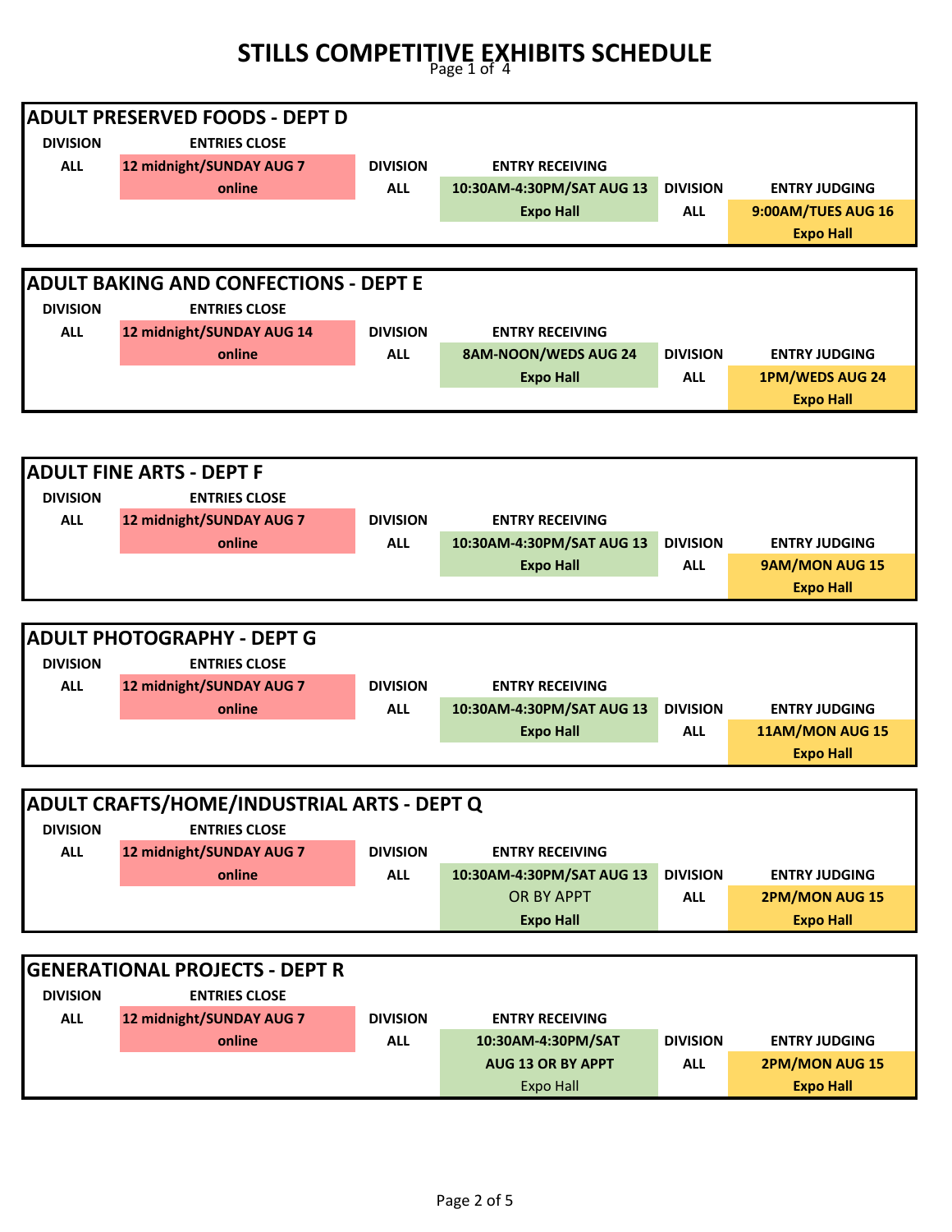# STILLS COMPETITIVE EXHIBITS SCHEDULE

## ADULT PRESERVED FOODS - DEPT D

| DIVISION | ENTRIES CLOSE | DIVISION | ENTRY RECEIVING | DIVISION | ENTRY JUDGING |
|---|---|---|---|---|---|
| ALL | 12 midnight/SUNDAY AUG 7 online | ALL | 10:30AM-4:30PM/SAT AUG 13 Expo Hall | ALL | 9:00AM/TUES AUG 16 Expo Hall |

## ADULT BAKING AND CONFECTIONS - DEPT E

| DIVISION | ENTRIES CLOSE | DIVISION | ENTRY RECEIVING | DIVISION | ENTRY JUDGING |
|---|---|---|---|---|---|
| ALL | 12 midnight/SUNDAY AUG 14 online | ALL | 8AM-NOON/WEDS AUG 24 Expo Hall | ALL | 1PM/WEDS AUG 24 Expo Hall |

## ADULT FINE ARTS - DEPT F

| DIVISION | ENTRIES CLOSE | DIVISION | ENTRY RECEIVING | DIVISION | ENTRY JUDGING |
|---|---|---|---|---|---|
| ALL | 12 midnight/SUNDAY AUG 7 online | ALL | 10:30AM-4:30PM/SAT AUG 13 Expo Hall | ALL | 9AM/MON AUG 15 Expo Hall |

## ADULT PHOTOGRAPHY - DEPT G

| DIVISION | ENTRIES CLOSE | DIVISION | ENTRY RECEIVING | DIVISION | ENTRY JUDGING |
|---|---|---|---|---|---|
| ALL | 12 midnight/SUNDAY AUG 7 online | ALL | 10:30AM-4:30PM/SAT AUG 13 Expo Hall | ALL | 11AM/MON AUG 15 Expo Hall |

## ADULT CRAFTS/HOME/INDUSTRIAL ARTS - DEPT Q

| DIVISION | ENTRIES CLOSE | DIVISION | ENTRY RECEIVING | DIVISION | ENTRY JUDGING |
|---|---|---|---|---|---|
| ALL | 12 midnight/SUNDAY AUG 7 online | ALL | 10:30AM-4:30PM/SAT AUG 13 OR BY APPT Expo Hall | ALL | 2PM/MON AUG 15 Expo Hall |

## GENERATIONAL PROJECTS - DEPT R

| DIVISION | ENTRIES CLOSE | DIVISION | ENTRY RECEIVING | DIVISION | ENTRY JUDGING |
|---|---|---|---|---|---|
| ALL | 12 midnight/SUNDAY AUG 7 online | ALL | 10:30AM-4:30PM/SAT AUG 13 OR BY APPT Expo Hall | ALL | 2PM/MON AUG 15 Expo Hall |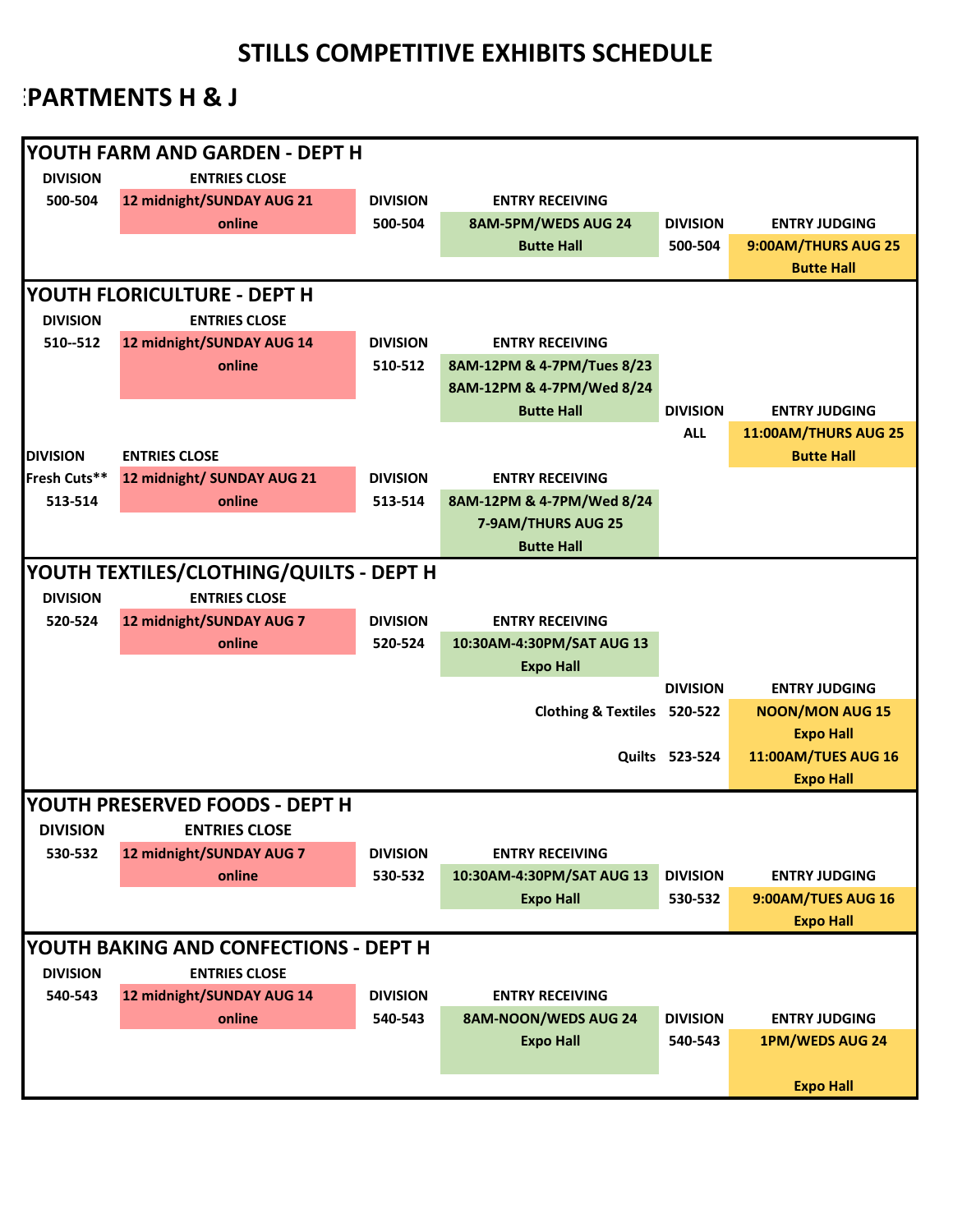# STILLS COMPETITIVE EXHIBITS SCHEDULE

## :PARTMENTS H & J

### YOUTH FARM AND GARDEN - DEPT H

| DIVISION | ENTRIES CLOSE | DIVISION | ENTRY RECEIVING | DIVISION | ENTRY JUDGING |
|---|---|---|---|---|---|
| 500-504 | 12 midnight/SUNDAY AUG 21 online | 500-504 | 8AM-5PM/WEDS AUG 24 Butte Hall | 500-504 | 9:00AM/THURS AUG 25 Butte Hall |

### YOUTH FLORICULTURE - DEPT H

| DIVISION | ENTRIES CLOSE | DIVISION | ENTRY RECEIVING | DIVISION | ENTRY JUDGING |
|---|---|---|---|---|---|
| 510--512 | 12 midnight/SUNDAY AUG 14 online | 510-512 | 8AM-12PM & 4-7PM/Tues 8/23<br>8AM-12PM & 4-7PM/Wed 8/24<br>Butte Hall | ALL | 11:00AM/THURS AUG 25 Butte Hall |
| Fresh Cuts** 513-514 | 12 midnight/ SUNDAY AUG 21 online | 513-514 | 8AM-12PM & 4-7PM/Wed 8/24<br>7-9AM/THURS AUG 25<br>Butte Hall | | |

### YOUTH TEXTILES/CLOTHING/QUILTS - DEPT H

| DIVISION | ENTRIES CLOSE | DIVISION | ENTRY RECEIVING | DIVISION | ENTRY JUDGING |
|---|---|---|---|---|---|
| 520-524 | 12 midnight/SUNDAY AUG 7 online | 520-524 | 10:30AM-4:30PM/SAT AUG 13 Expo Hall | | |
| | | | Clothing & Textiles | 520-522 | NOON/MON AUG 15 Expo Hall |
| | | | Quilts | 523-524 | 11:00AM/TUES AUG 16 Expo Hall |

### YOUTH PRESERVED FOODS - DEPT H

| DIVISION | ENTRIES CLOSE | DIVISION | ENTRY RECEIVING | DIVISION | ENTRY JUDGING |
|---|---|---|---|---|---|
| 530-532 | 12 midnight/SUNDAY AUG 7 online | 530-532 | 10:30AM-4:30PM/SAT AUG 13 Expo Hall | 530-532 | 9:00AM/TUES AUG 16 Expo Hall |

### YOUTH BAKING AND CONFECTIONS - DEPT H

| DIVISION | ENTRIES CLOSE | DIVISION | ENTRY RECEIVING | DIVISION | ENTRY JUDGING |
|---|---|---|---|---|---|
| 540-543 | 12 midnight/SUNDAY AUG 14 online | 540-543 | 8AM-NOON/WEDS AUG 24 Expo Hall | 540-543 | 1PM/WEDS AUG 24 Expo Hall |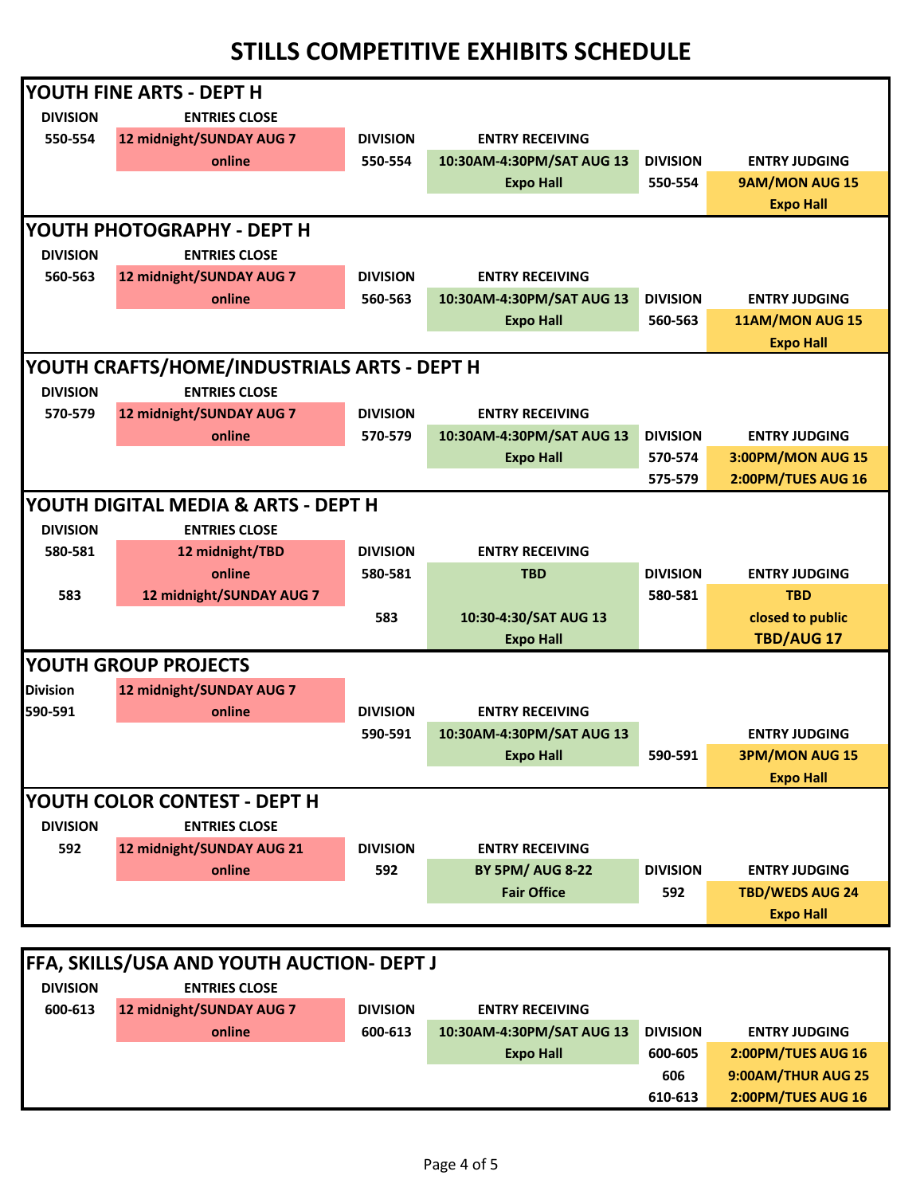# STILLS COMPETITIVE EXHIBITS SCHEDULE

## YOUTH FINE ARTS - DEPT H

| DIVISION | ENTRIES CLOSE | DIVISION | ENTRY RECEIVING | DIVISION | ENTRY JUDGING |
|---|---|---|---|---|---|
| 550-554 | 12 midnight/SUNDAY AUG 7 online | 550-554 | 10:30AM-4:30PM/SAT AUG 13 Expo Hall | 550-554 | 9AM/MON AUG 15 Expo Hall |

## YOUTH PHOTOGRAPHY - DEPT H

| DIVISION | ENTRIES CLOSE | DIVISION | ENTRY RECEIVING | DIVISION | ENTRY JUDGING |
|---|---|---|---|---|---|
| 560-563 | 12 midnight/SUNDAY AUG 7 online | 560-563 | 10:30AM-4:30PM/SAT AUG 13 Expo Hall | 560-563 | 11AM/MON AUG 15 Expo Hall |

## YOUTH CRAFTS/HOME/INDUSTRIALS ARTS - DEPT H

| DIVISION | ENTRIES CLOSE | DIVISION | ENTRY RECEIVING | DIVISION | ENTRY JUDGING |
|---|---|---|---|---|---|
| 570-579 | 12 midnight/SUNDAY AUG 7 online | 570-579 | 10:30AM-4:30PM/SAT AUG 13 Expo Hall | 570-574 | 3:00PM/MON AUG 15 |
| | | | | 575-579 | 2:00PM/TUES AUG 16 |

## YOUTH DIGITAL MEDIA & ARTS - DEPT H

| DIVISION | ENTRIES CLOSE | DIVISION | ENTRY RECEIVING | DIVISION | ENTRY JUDGING |
|---|---|---|---|---|---|
| 580-581 | 12 midnight/TBD online | 580-581 | TBD | 580-581 | TBD closed to public TBD/AUG 17 |
| 583 | 12 midnight/SUNDAY AUG 7 | 583 | 10:30-4:30/SAT AUG 13 Expo Hall | | |

## YOUTH GROUP PROJECTS

| Division | | DIVISION | ENTRY RECEIVING | | ENTRY JUDGING |
|---|---|---|---|---|---|
| 590-591 | 12 midnight/SUNDAY AUG 7 online | 590-591 | 10:30AM-4:30PM/SAT AUG 13 Expo Hall | 590-591 | 3PM/MON AUG 15 Expo Hall |

## YOUTH COLOR CONTEST - DEPT H

| DIVISION | ENTRIES CLOSE | DIVISION | ENTRY RECEIVING | DIVISION | ENTRY JUDGING |
|---|---|---|---|---|---|
| 592 | 12 midnight/SUNDAY AUG 21 online | 592 | BY 5PM/ AUG 8-22 Fair Office | 592 | TBD/WEDS AUG 24 Expo Hall |

## FFA, SKILLS/USA AND YOUTH AUCTION- DEPT J

| DIVISION | ENTRIES CLOSE | DIVISION | ENTRY RECEIVING | DIVISION | ENTRY JUDGING |
|---|---|---|---|---|---|
| 600-613 | 12 midnight/SUNDAY AUG 7 online | 600-613 | 10:30AM-4:30PM/SAT AUG 13 Expo Hall | 600-605 | 2:00PM/TUES AUG 16 |
| | | | | 606 | 9:00AM/THUR AUG 25 |
| | | | | 610-613 | 2:00PM/TUES AUG 16 |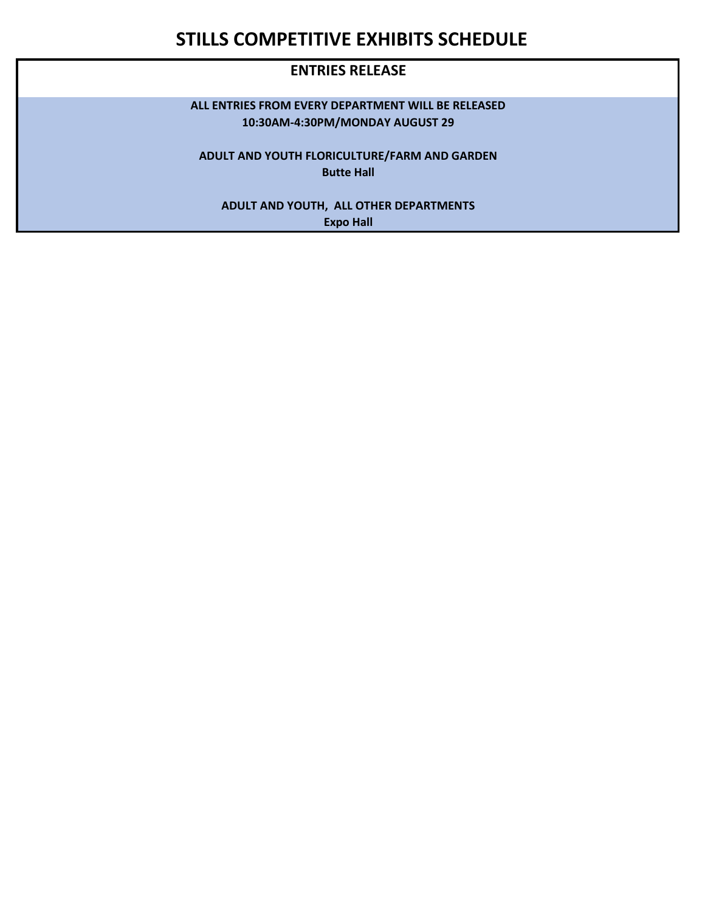# STILLS COMPETITIVE EXHIBITS SCHEDULE

## ENTRIES RELEASE

**ALL ENTRIES FROM EVERY DEPARTMENT WILL BE RELEASED**
**10:30AM-4:30PM/MONDAY AUGUST 29**

**ADULT AND YOUTH FLORICULTURE/FARM AND GARDEN**
**Butte Hall**

**ADULT AND YOUTH, ALL OTHER DEPARTMENTS**
**Expo Hall**